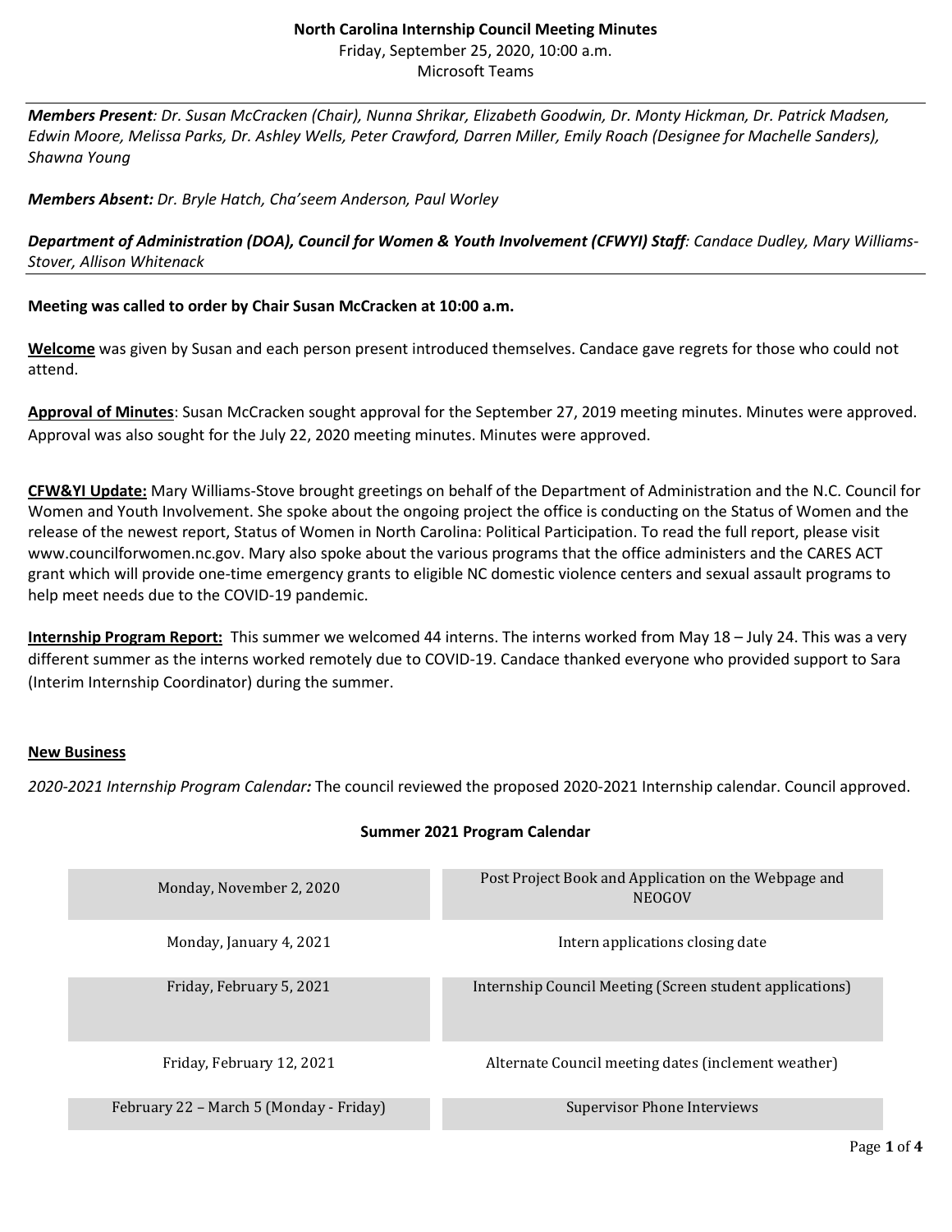# North Carolina Internship Council Meeting Minutes

Friday, September 25, 2020, 10:00 a.m.
Microsoft Teams

***Members Present**: Dr. Susan McCracken (Chair), Nunna Shrikar, Elizabeth Goodwin, Dr. Monty Hickman, Dr. Patrick Madsen, Edwin Moore, Melissa Parks, Dr. Ashley Wells, Peter Crawford, Darren Miller, Emily Roach (Designee for Machelle Sanders), Shawna Young*

***Members Absent:** Dr. Bryle Hatch, Cha'seem Anderson, Paul Worley*

***Department of Administration (DOA), Council for Women & Youth Involvement (CFWYI) Staff**: Candace Dudley, Mary Williams-Stover, Allison Whitenack*

**Meeting was called to order by Chair Susan McCracken at 10:00 a.m.**

**Welcome** was given by Susan and each person present introduced themselves. Candace gave regrets for those who could not attend.

**Approval of Minutes**: Susan McCracken sought approval for the September 27, 2019 meeting minutes. Minutes were approved. Approval was also sought for the July 22, 2020 meeting minutes. Minutes were approved.

**CFW&YI Update:** Mary Williams-Stove brought greetings on behalf of the Department of Administration and the N.C. Council for Women and Youth Involvement. She spoke about the ongoing project the office is conducting on the Status of Women and the release of the newest report, Status of Women in North Carolina: Political Participation. To read the full report, please visit www.councilforwomen.nc.gov. Mary also spoke about the various programs that the office administers and the CARES ACT grant which will provide one-time emergency grants to eligible NC domestic violence centers and sexual assault programs to help meet needs due to the COVID-19 pandemic.

**Internship Program Report:** This summer we welcomed 44 interns. The interns worked from May 18 – July 24. This was a very different summer as the interns worked remotely due to COVID-19. Candace thanked everyone who provided support to Sara (Interim Internship Coordinator) during the summer.

**New Business**

*2020-2021 Internship Program Calendar:* The council reviewed the proposed 2020-2021 Internship calendar. Council approved.

**Summer 2021 Program Calendar**

| Date | Event |
|---|---|
| Monday, November 2, 2020 | Post Project Book and Application on the Webpage and NEOGOV |
| Monday, January 4, 2021 | Intern applications closing date |
| Friday, February 5, 2021 | Internship Council Meeting (Screen student applications) |
| Friday, February 12, 2021 | Alternate Council meeting dates (inclement weather) |
| February 22 – March 5 (Monday - Friday) | Supervisor Phone Interviews |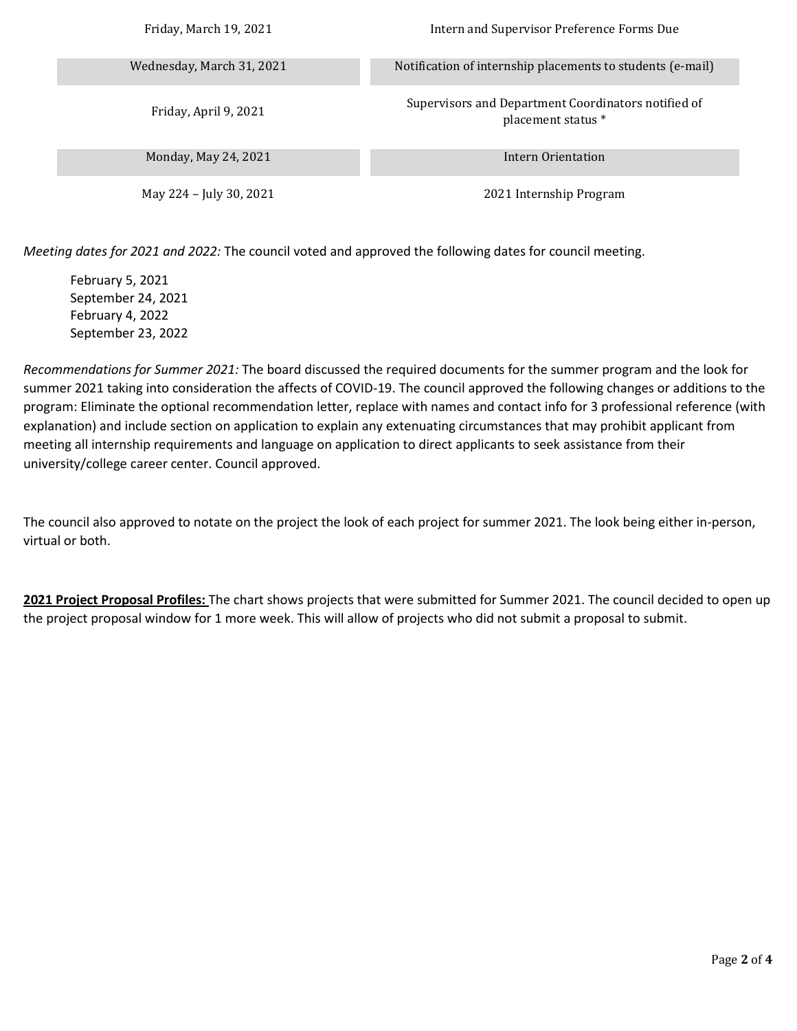| | |
|---|---|
| Friday, March 19, 2021 | Intern and Supervisor Preference Forms Due |
| Wednesday, March 31, 2021 | Notification of internship placements to students (e-mail) |
| Friday, April 9, 2021 | Supervisors and Department Coordinators notified of placement status * |
| Monday, May 24, 2021 | Intern Orientation |
| May 224 – July 30, 2021 | 2021 Internship Program |

*Meeting dates for 2021 and 2022:* The council voted and approved the following dates for council meeting.

February 5, 2021
September 24, 2021
February 4, 2022
September 23, 2022

*Recommendations for Summer 2021:* The board discussed the required documents for the summer program and the look for summer 2021 taking into consideration the affects of COVID-19. The council approved the following changes or additions to the program: Eliminate the optional recommendation letter, replace with names and contact info for 3 professional reference (with explanation) and include section on application to explain any extenuating circumstances that may prohibit applicant from meeting all internship requirements and language on application to direct applicants to seek assistance from their university/college career center. Council approved.

The council also approved to notate on the project the look of each project for summer 2021. The look being either in-person, virtual or both.

**2021 Project Proposal Profiles:** The chart shows projects that were submitted for Summer 2021. The council decided to open up the project proposal window for 1 more week. This will allow of projects who did not submit a proposal to submit.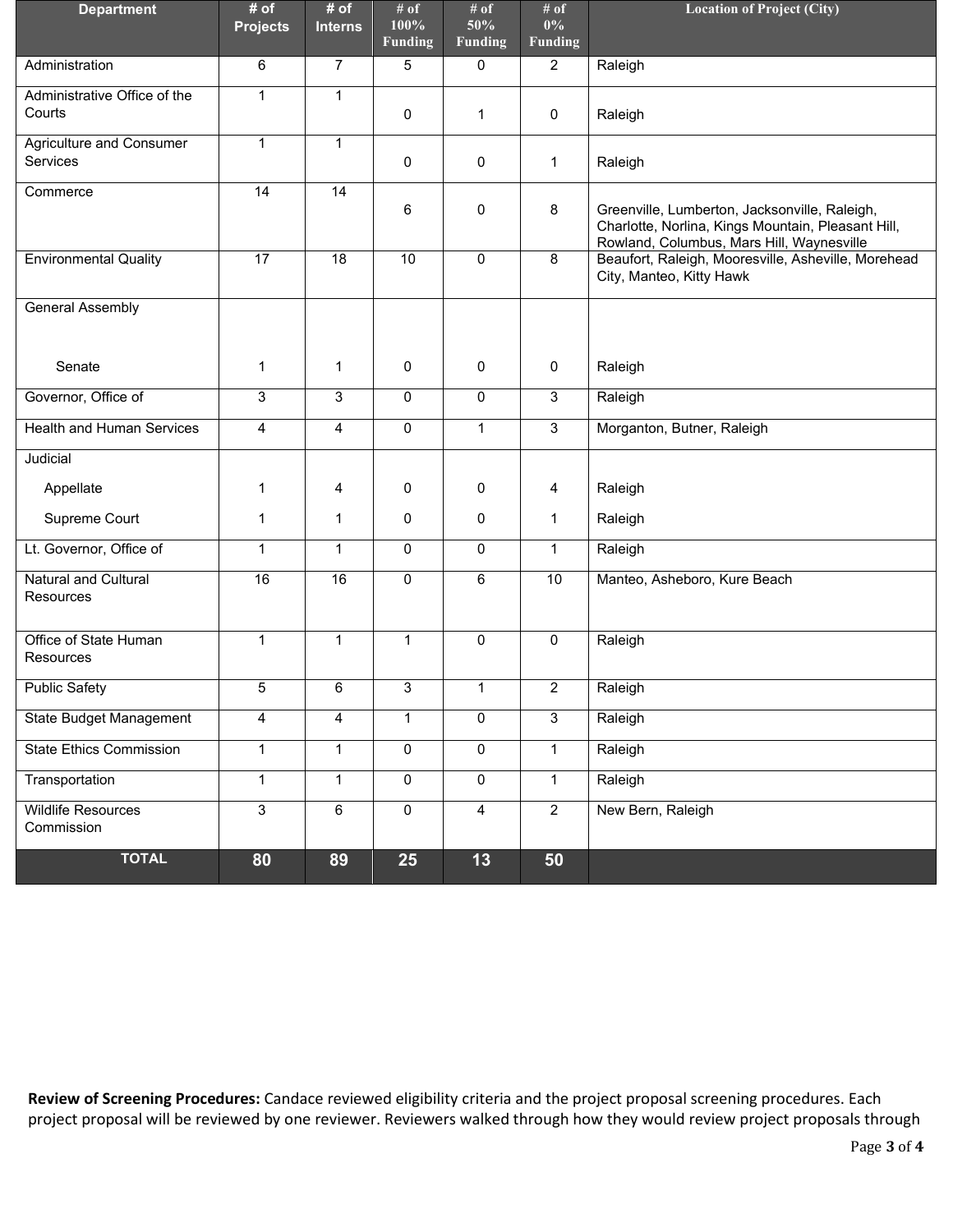| Department | # of Projects | # of Interns | # of 100% Funding | # of 50% Funding | # of 0% Funding | Location of Project (City) |
|---|---|---|---|---|---|---|
| Administration | 6 | 7 | 5 | 0 | 2 | Raleigh |
| Administrative Office of the Courts | 1 | 1 | 0 | 1 | 0 | Raleigh |
| Agriculture and Consumer Services | 1 | 1 | 0 | 0 | 1 | Raleigh |
| Commerce | 14 | 14 | 6 | 0 | 8 | Greenville, Lumberton, Jacksonville, Raleigh, Charlotte, Norlina, Kings Mountain, Pleasant Hill, Rowland, Columbus, Mars Hill, Waynesville |
| Environmental Quality | 17 | 18 | 10 | 0 | 8 | Beaufort, Raleigh, Mooresville, Asheville, Morehead City, Manteo, Kitty Hawk |
| General Assembly | | | | | | |
| Senate | 1 | 1 | 0 | 0 | 0 | Raleigh |
| Governor, Office of | 3 | 3 | 0 | 0 | 3 | Raleigh |
| Health and Human Services | 4 | 4 | 0 | 1 | 3 | Morganton, Butner, Raleigh |
| Judicial | | | | | | |
| Appellate | 1 | 4 | 0 | 0 | 4 | Raleigh |
| Supreme Court | 1 | 1 | 0 | 0 | 1 | Raleigh |
| Lt. Governor, Office of | 1 | 1 | 0 | 0 | 1 | Raleigh |
| Natural and Cultural Resources | 16 | 16 | 0 | 6 | 10 | Manteo, Asheboro, Kure Beach |
| Office of State Human Resources | 1 | 1 | 1 | 0 | 0 | Raleigh |
| Public Safety | 5 | 6 | 3 | 1 | 2 | Raleigh |
| State Budget Management | 4 | 4 | 1 | 0 | 3 | Raleigh |
| State Ethics Commission | 1 | 1 | 0 | 0 | 1 | Raleigh |
| Transportation | 1 | 1 | 0 | 0 | 1 | Raleigh |
| Wildlife Resources Commission | 3 | 6 | 0 | 4 | 2 | New Bern, Raleigh |
| **TOTAL** | **80** | **89** | **25** | **13** | **50** | |

**Review of Screening Procedures:** Candace reviewed eligibility criteria and the project proposal screening procedures. Each project proposal will be reviewed by one reviewer. Reviewers walked through how they would review project proposals through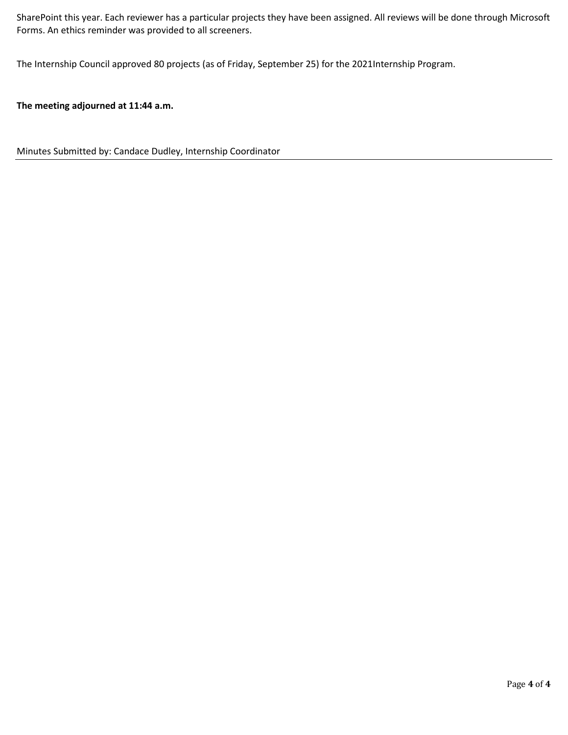SharePoint this year. Each reviewer has a particular projects they have been assigned. All reviews will be done through Microsoft Forms. An ethics reminder was provided to all screeners.

The Internship Council approved 80 projects (as of Friday, September 25) for the 2021Internship Program.

**The meeting adjourned at 11:44 a.m.**

Minutes Submitted by: Candace Dudley, Internship Coordinator